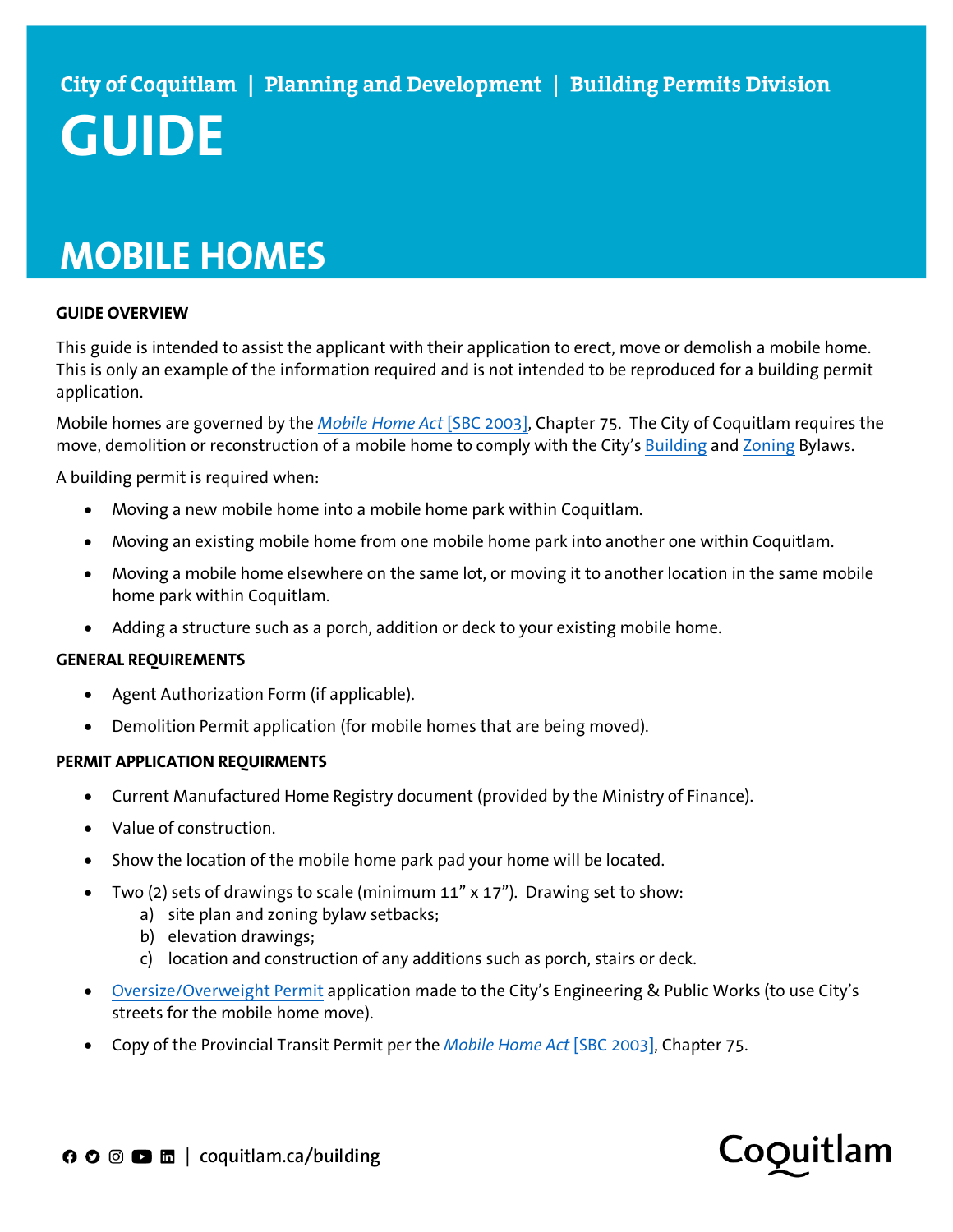City of Coquitlam | Planning and Development | Building Permits Division

# GUIDE

# MOBILE HOMES

**GUIDE OVERVIEW**

This guide is intended to assist the applicant with their application to erect, move or demolish a mobile home. This is only an example of the information required and is not intended to be reproduced for a building permit application.

Mobile homes are governed by the *Mobile Home Act* [SBC 2003], Chapter 75. The City of Coquitlam requires the move, demolition or reconstruction of a mobile home to comply with the City's Building and Zoning Bylaws.

A building permit is required when:

- Moving a new mobile home into a mobile home park within Coquitlam.
- Moving an existing mobile home from one mobile home park into another one within Coquitlam.
- Moving a mobile home elsewhere on the same lot, or moving it to another location in the same mobile home park within Coquitlam.
- Adding a structure such as a porch, addition or deck to your existing mobile home.

**GENERAL REQUIREMENTS**

- Agent Authorization Form (if applicable).
- Demolition Permit application (for mobile homes that are being moved).

**PERMIT APPLICATION REQUIREMENTS**

- Current Manufactured Home Registry document (provided by the Ministry of Finance).
- Value of construction.
- Show the location of the mobile home park pad your home will be located.
- Two (2) sets of drawings to scale (minimum 11" x 17"). Drawing set to show:
  a) site plan and zoning bylaw setbacks;
  b) elevation drawings;
  c) location and construction of any additions such as porch, stairs or deck.
- Oversize/Overweight Permit application made to the City's Engineering & Public Works (to use City's streets for the mobile home move).
- Copy of the Provincial Transit Permit per the *Mobile Home Act* [SBC 2003], Chapter 75.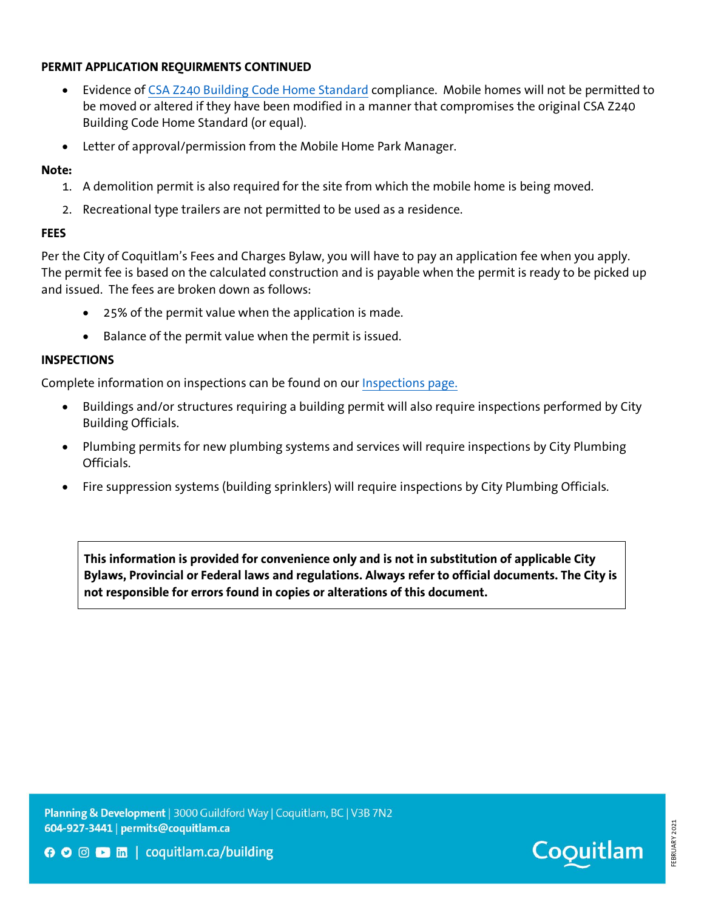## PERMIT APPLICATION REQUIRMENTS CONTINUED

- Evidence of CSA Z240 Building Code Home Standard compliance. Mobile homes will not be permitted to be moved or altered if they have been modified in a manner that compromises the original CSA Z240 Building Code Home Standard (or equal).
- Letter of approval/permission from the Mobile Home Park Manager.

**Note:**

1. A demolition permit is also required for the site from which the mobile home is being moved.
2. Recreational type trailers are not permitted to be used as a residence.

## FEES

Per the City of Coquitlam's Fees and Charges Bylaw, you will have to pay an application fee when you apply. The permit fee is based on the calculated construction and is payable when the permit is ready to be picked up and issued. The fees are broken down as follows:

- 25% of the permit value when the application is made.
- Balance of the permit value when the permit is issued.

## INSPECTIONS

Complete information on inspections can be found on our Inspections page.

- Buildings and/or structures requiring a building permit will also require inspections performed by City Building Officials.
- Plumbing permits for new plumbing systems and services will require inspections by City Plumbing Officials.
- Fire suppression systems (building sprinklers) will require inspections by City Plumbing Officials.

**This information is provided for convenience only and is not in substitution of applicable City Bylaws, Provincial or Federal laws and regulations. Always refer to official documents. The City is not responsible for errors found in copies or alterations of this document.**

**Planning & Development** | 3000 Guildford Way | Coquitlam, BC | V3B 7N2
**604-927-3441** | **permits@coquitlam.ca**

coquitlam.ca/building

Coquitlam

FEBRUARY 2021